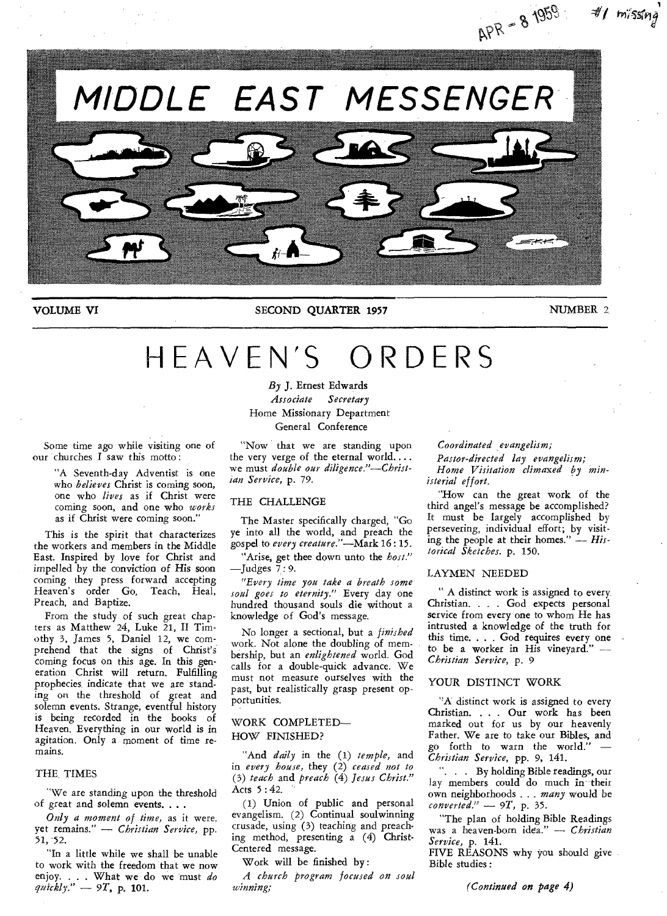APR - 8 1959 #1 missing

# MIDDLE EAST MESSENGER

VOLUME VI — SECOND QUARTER 1957 — NUMBER 2

# HEAVEN'S ORDERS

*By* J. Ernest Edwards
*Associate Secretary*
Home Missionary Department
General Conference

Some time ago while visiting one of our churches I saw this motto:

> "A Seventh-day Adventist is one who *believes* Christ is coming soon, one who *lives* as if Christ were coming soon, and one who *works* as if Christ were coming soon."

This is the spirit that characterizes the workers and members in the Middle East. Inspired by love for Christ and impelled by the conviction of His soon coming they press forward accepting Heaven's order Go, Teach, Heal, Preach, and Baptize.

From the study of such great chapters as Matthew 24, Luke 21, II Timothy 3, James 5, Daniel 12, we comprehend that the signs of Christ's coming focus on this age. In this generation Christ will return. Fulfilling prophecies indicate that we are standing on the threshold of great and solemn events. Strange, eventful history is being recorded in the books of Heaven. Everything in our world is in agitation. Only a moment of time remains.

## THE TIMES

"We are standing upon the threshold of great and solemn events. . . .

*Only a moment of time,* as it were, yet remains." — *Christian Service,* pp. 51, 52.

"In a little while we shall be unable to work with the freedom that we now enjoy. . . . What we do we must *do quickly.*" — *9T,* p. 101.

"Now that we are standing upon the very verge of the eternal world. . . . we must *double our diligence.*"—*Christian Service,* p. 79.

## THE CHALLENGE

The Master specifically charged, "Go ye into all the world, and preach the gospel to *every creature.*"—Mark 16:15.

"Arise, get thee down unto the *host.*" —Judges 7:9.

*"Every time you take a breath some soul goes to eternity."* Every day one hundred thousand souls die without a knowledge of God's message.

No longer a sectional, but a *finished* work. Not alone the doubling of membership, but an *enlightened* world. God calls for a double-quick advance. We must not measure ourselves with the past, but realistically grasp present opportunities.

## WORK COMPLETED—HOW FINISHED?

"And *daily* in the (1) *temple,* and in *every house,* they (2) *ceased not to* (3) *teach* and *preach* (4) *Jesus Christ.*" Acts 5:42.

(1) Union of public and personal evangelism. (2) Continual soulwinning crusade, using (3) teaching and preaching method, presenting a (4) Christ-Centered message.

Work will be finished by:

*A church program focused on soul winning;*

*Coordinated evangelism;*

*Pastor-directed lay evangelism;*

*Home Visitation climaxed by ministerial effort.*

"How can the great work of the third angel's message be accomplished? It must be largely accomplished by persevering, individual effort; by visiting the people at their homes." — *Historical Sketches.* p. 150.

## LAYMEN NEEDED

"A distinct work is assigned to every Christian. . . . God expects personal service from every one to whom He has intrusted a knowledge of the truth for this time. . . . God requires every one to be a worker in His vineyard." — *Christian Service,* p. 9

## YOUR DISTINCT WORK

"A distinct work is assigned to every Christian. . . . Our work has been marked out for us by our heavenly Father. We are to take our Bibles, and go forth to warn the world." — *Christian Service,* pp. 9, 141.

". . . By holding Bible readings, our lay members could do much in their own neighborhoods . . . *many* would be *converted.*" — *9T,* p. 35.

"The plan of holding Bible Readings was a heaven-born idea." — *Christian Service,* p. 141.

FIVE REASONS why you should give Bible studies:

*(Continued on page 4)*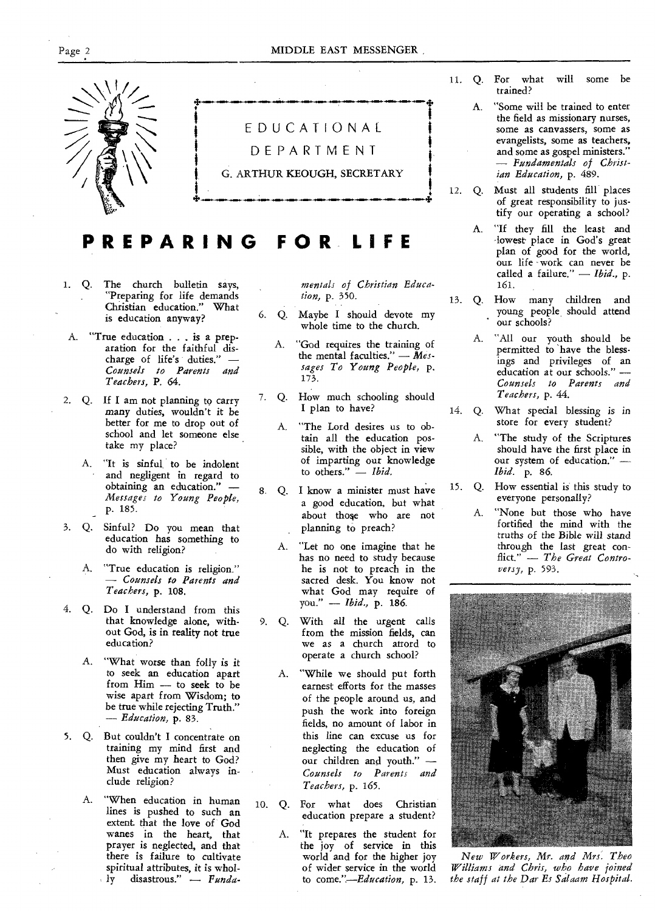## EDUCATIONAL DEPARTMENT

G. ARTHUR KEOUGH, SECRETARY

# PREPARING FOR LIFE

1. Q. The church bulletin says, "Preparing for life demands Christian education." What is education anyway?

   A. "True education . . . is a preparation for the faithful discharge of life's duties." — *Counsels to Parents and Teachers*, P. 64.

2. Q. If I am not planning to carry many duties, wouldn't it be better for me to drop out of school and let someone else take my place?

   A. "It is sinful to be indolent and negligent in regard to obtaining an education." — *Messages to Young People*, p. 185.

3. Q. Sinful? Do you mean that education has something to do with religion?

   A. "True education is religion." — *Counsels to Parents and Teachers*, p. 108.

4. Q. Do I understand from this that knowledge alone, without God, is in reality not true education?

   A. "What worse than folly is it to seek an education apart from Him — to seek to be wise apart from Wisdom; to be true while rejecting Truth." — *Education*, p. 83.

5. Q. But couldn't I concentrate on training my mind first and then give my heart to God? Must education always include religion?

   A. "When education in human lines is pushed to such an extent that the love of God wanes in the heart, that prayer is neglected, and that there is failure to cultivate spiritual attributes, it is wholly disastrous." — *Fundamentals of Christian Education*, p. 350.

6. Q. Maybe I should devote my whole time to the church.

   A. "God requires the training of the mental faculties." — *Messages To Young People*, p. 173.

7. Q. How much schooling should I plan to have?

   A. "The Lord desires us to obtain all the education possible, with the object in view of imparting our knowledge to others." — *Ibid.*

8. Q. I know a minister must have a good education, but what about those who are not planning to preach?

   A. "Let no one imagine that he has no need to study because he is not to preach in the sacred desk. You know not what God may require of you." — *Ibid.*, p. 186.

9. Q. With all the urgent calls from the mission fields, can we as a church afford to operate a church school?

   A. "While we should put forth earnest efforts for the masses of the people around us, and push the work into foreign fields, no amount of labor in this line can excuse us for neglecting the education of our children and youth." — *Counsels to Parents and Teachers*, p. 165.

10. Q. For what does Christian education prepare a student?

    A. "It prepares the student for the joy of service in this world and for the higher joy of wider service in the world to come."—*Education*, p. 13.

11. Q. For what will some be trained?

    A. "Some will be trained to enter the field as missionary nurses, some as canvassers, some as evangelists, some as teachers, and some as gospel ministers." — *Fundamentals of Christian Education*, p. 489.

12. Q. Must all students fill places of great responsibility to justify our operating a school?

    A. "If they fill the least and lowest place in God's great plan of good for the world, our life work can never be called a failure." — *Ibid.*, p. 161.

13. Q. How many children and young people should attend our schools?

    A. "All our youth should be permitted to have the blessings and privileges of an education at our schools." — *Counsels to Parents and Teachers*, p. 44.

14. Q. What special blessing is in store for every student?

    A. "The study of the Scriptures should have the first place in our system of education." — *Ibid.* p. 86.

15. Q. How essential is this study to everyone personally?

    A. "None but those who have fortified the mind with the truths of the Bible will stand through the last great conflict." — *The Great Controversy*, p. 593.

*New Workers, Mr. and Mrs. Theo Williams and Chris, who have joined the staff at the Dar Es Salaam Hospital.*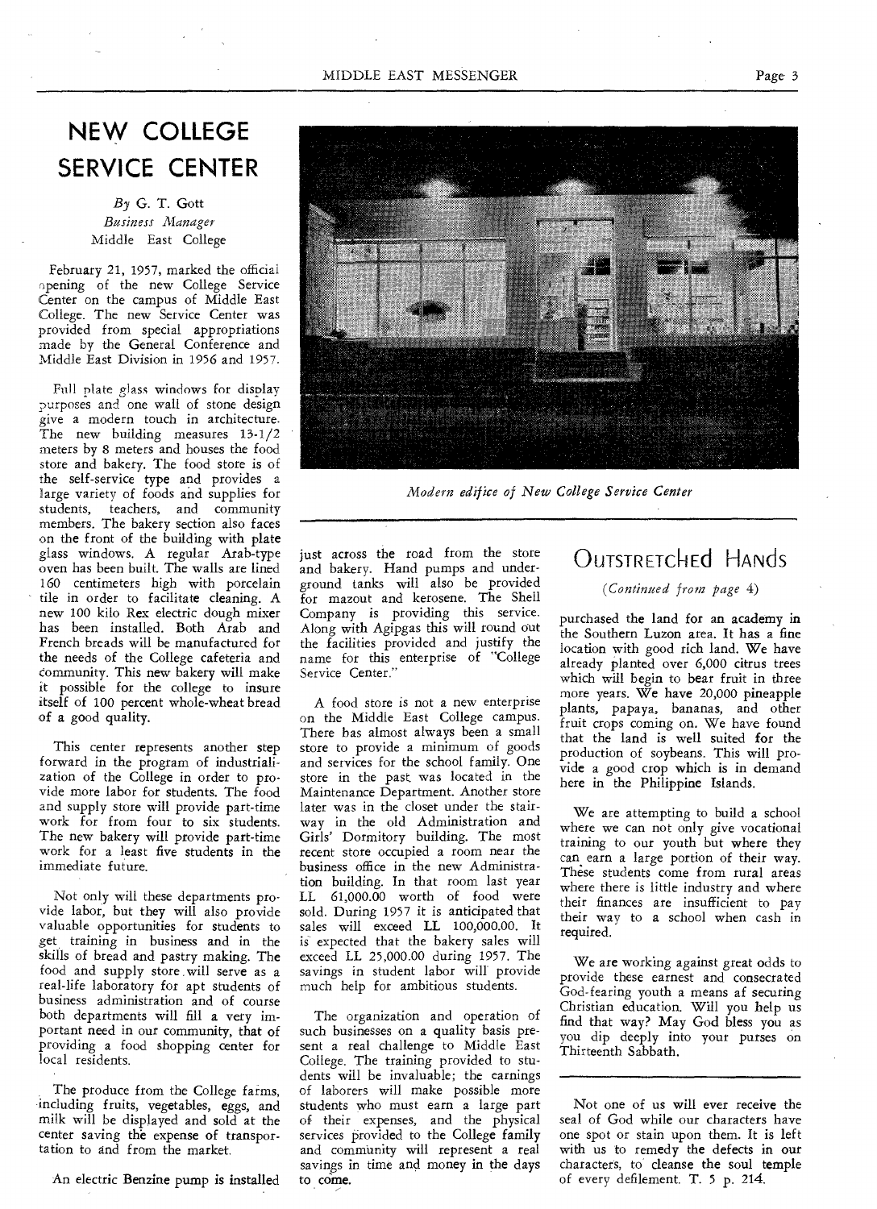# NEW COLLEGE SERVICE CENTER

*By* G. T. Gott
*Business Manager*
Middle East College

February 21, 1957, marked the official opening of the new College Service Center on the campus of Middle East College. The new Service Center was provided from special appropriations made by the General Conference and Middle East Division in 1956 and 1957.

Full plate glass windows for display purposes and one wall of stone design give a modern touch in architecture. The new building measures 13-1/2 meters by 8 meters and houses the food store and bakery. The food store is of the self-service type and provides a large variety of foods and supplies for students, teachers, and community members. The bakery section also faces on the front of the building with plate glass windows. A regular Arab-type oven has been built. The walls are lined 160 centimeters high with porcelain tile in order to facilitate cleaning. A new 100 kilo Rex electric dough mixer has been installed. Both Arab and French breads will be manufactured for the needs of the College cafeteria and community. This new bakery will make it possible for the college to insure itself of 100 percent whole-wheat bread of a good quality.

This center represents another step forward in the program of industrialization of the College in order to provide more labor for students. The food and supply store will provide part-time work for from four to six students. The new bakery will provide part-time work for a least five students in the immediate future.

Not only will these departments provide labor, but they will also provide valuable opportunities for students to get training in business and in the skills of bread and pastry making. The food and supply store will serve as a real-life laboratory for apt students of business administration and of course both departments will fill a very important need in our community, that of providing a food shopping center for local residents.

The produce from the College farms, including fruits, vegetables, eggs, and milk will be displayed and sold at the center saving the expense of transportation to and from the market.

An electric Benzine pump is installed just across the road from the store and bakery. Hand pumps and underground tanks will also be provided for mazout and kerosene. The Shell Company is providing this service. Along with Agipgas this will round out the facilities provided and justify the name for this enterprise of "College Service Center."

A food store is not a new enterprise on the Middle East College campus. There has almost always been a small store to provide a minimum of goods and services for the school family. One store in the past was located in the Maintenance Department. Another store later was in the closet under the stairway in the old Administration and Girls' Dormitory building. The most recent store occupied a room near the business office in the new Administration building. In that room last year LL 61,000.00 worth of food were sold. During 1957 it is anticipated that sales will exceed LL 100,000.00. It is expected that the bakery sales will exceed LL 25,000.00 during 1957. The savings in student labor will provide much help for ambitious students.

The organization and operation of such businesses on a quality basis present a real challenge to Middle East College. The training provided to students will be invaluable; the earnings of laborers will make possible more students who must earn a large part of their expenses, and the physical services provided to the College family and community will represent a real savings in time and money in the days to come.

*Modern edifice of New College Service Center*

# OUTSTRETCHED HANDS

*(Continued from page 4)*

purchased the land for an academy in the Southern Luzon area. It has a fine location with good rich land. We have already planted over 6,000 citrus trees which will begin to bear fruit in three more years. We have 20,000 pineapple plants, papaya, bananas, and other fruit crops coming on. We have found that the land is well suited for the production of soybeans. This will provide a good crop which is in demand here in the Philippine Islands.

We are attempting to build a school where we can not only give vocational training to our youth but where they can earn a large portion of their way. These students come from rural areas where there is little industry and where their finances are insufficient to pay their way to a school when cash in required.

We are working against great odds to provide these earnest and consecrated God-fearing youth a means af securing Christian education. Will you help us find that way? May God bless you as you dip deeply into your purses on Thirteenth Sabbath.

---

Not one of us will ever receive the seal of God while our characters have one spot or stain upon them. It is left with us to remedy the defects in our characters, to cleanse the soul temple of every defilement. T. 5 p. 214.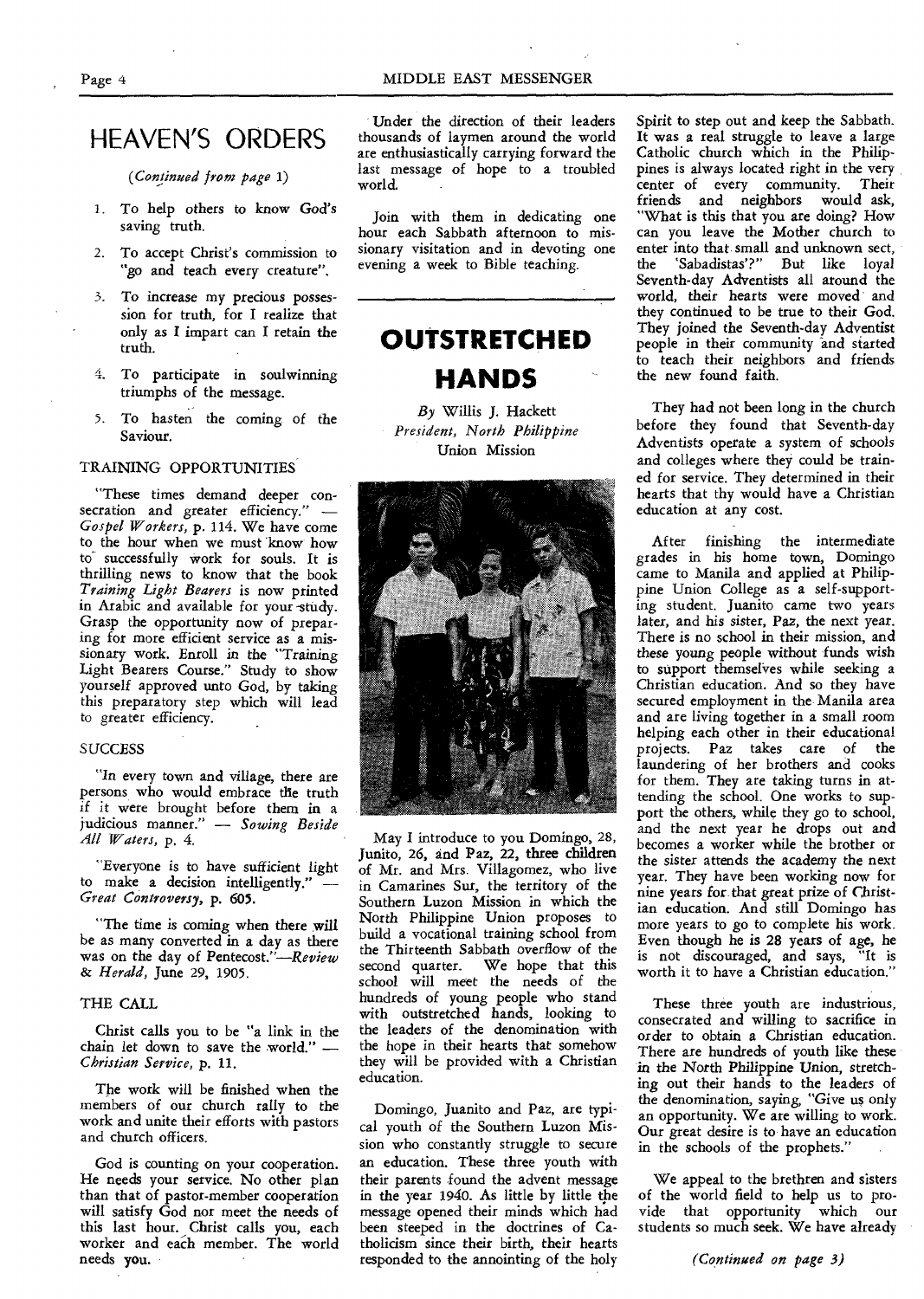# HEAVEN'S ORDERS

*(Continued from page 1)*

1. To help others to know God's saving truth.
2. To accept Christ's commission to "go and teach every creature".
3. To increase my precious possession for truth, for I realize that only as I impart can I retain the truth.
4. To participate in soulwinning triumphs of the message.
5. To hasten the coming of the Saviour.

## TRAINING OPPORTUNITIES

"These times demand deeper consecration and greater efficiency." — *Gospel Workers*, p. 114. We have come to the hour when we must know how to successfully work for souls. It is thrilling news to know that the book *Training Light Bearers* is now printed in Arabic and available for your study. Grasp the opportunity now of preparing for more efficient service as a missionary work. Enroll in the "Training Light Bearers Course." Study to show yourself approved unto God, by taking this preparatory step which will lead to greater efficiency.

## SUCCESS

"In every town and village, there are persons who would embrace the truth if it were brought before them in a judicious manner." — *Sowing Beside All Waters*, p. 4.

"Everyone is to have sufficient light to make a decision intelligently." — *Great Controversy*, p. 605.

"The time is coming when there will be as many converted in a day as there was on the day of Pentecost."—*Review & Herald*, June 29, 1905.

## THE CALL

Christ calls you to be "a link in the chain let down to save the world." — *Christian Service*, p. 11.

The work will be finished when the members of our church rally to the work and unite their efforts with pastors and church officers.

God is counting on your cooperation. He needs your service. No other plan than that of pastor-member cooperation will satisfy God nor meet the needs of this last hour. Christ calls you, each worker and each member. The world needs you.

Under the direction of their leaders thousands of laymen around the world are enthusiastically carrying forward the last message of hope to a troubled world.

Join with them in dedicating one hour each Sabbath afternoon to missionary visitation and in devoting one evening a week to Bible teaching.

---

# OUTSTRETCHED HANDS

*By* Willis J. Hackett
*President, North Philippine Union Mission*

May I introduce to you Domingo, 28, Junito, 26, and Paz, 22, three children of Mr. and Mrs. Villagomez, who live in Camarines Sur, the territory of the Southern Luzon Mission in which the North Philippine Union proposes to build a vocational training school from the Thirteenth Sabbath overflow of the second quarter. We hope that this school will meet the needs of the hundreds of young people who stand with outstretched hands, looking to the leaders of the denomination with the hope in their hearts that somehow they will be provided with a Christian education.

Domingo, Juanito and Paz, are typical youth of the Southern Luzon Mission who constantly struggle to secure an education. These three youth with their parents found the advent message in the year 1940. As little by little the message opened their minds which had been steeped in the doctrines of Catholicism since their birth, their hearts responded to the annointing of the holy Spirit to step out and keep the Sabbath. It was a real struggle to leave a large Catholic church which in the Philippines is always located right in the very center of every community. Their friends and neighbors would ask, "What is this that you are doing? How can you leave the Mother church to enter into that small and unknown sect, the 'Sabadistas'?" But like loyal Seventh-day Adventists all around the world, their hearts were moved and they continued to be true to their God. They joined the Seventh-day Adventist people in their community and started to teach their neighbors and friends the new found faith.

They had not been long in the church before they found that Seventh-day Adventists operate a system of schools and colleges where they could be trained for service. They determined in their hearts that thy would have a Christian education at any cost.

After finishing the intermediate grades in his home town, Domingo came to Manila and applied at Philippine Union College as a self-supporting student. Juanito came two years later, and his sister, Paz, the next year. There is no school in their mission, and these young people without funds wish to support themselves while seeking a Christian education. And so they have secured employment in the Manila area and are living together in a small room helping each other in their educational projects. Paz takes care of the laundering of her brothers and cooks for them. They are taking turns in attending the school. One works to support the others, while they go to school, and the next year he drops out and becomes a worker while the brother or the sister attends the academy the next year. They have been working now for nine years for that great prize of Christian education. And still Domingo has more years to go to complete his work. Even though he is 28 years of age, he is not discouraged, and says, "It is worth it to have a Christian education."

These three youth are industrious, consecrated and willing to sacrifice in order to obtain a Christian education. There are hundreds of youth like these in the North Philippine Union, stretching out their hands to the leaders of the denomination, saying, "Give us only an opportunity. We are willing to work. Our great desire is to have an education in the schools of the prophets."

We appeal to the brethren and sisters of the world field to help us to provide that opportunity which our students so much seek. We have already

*(Continued on page 3)*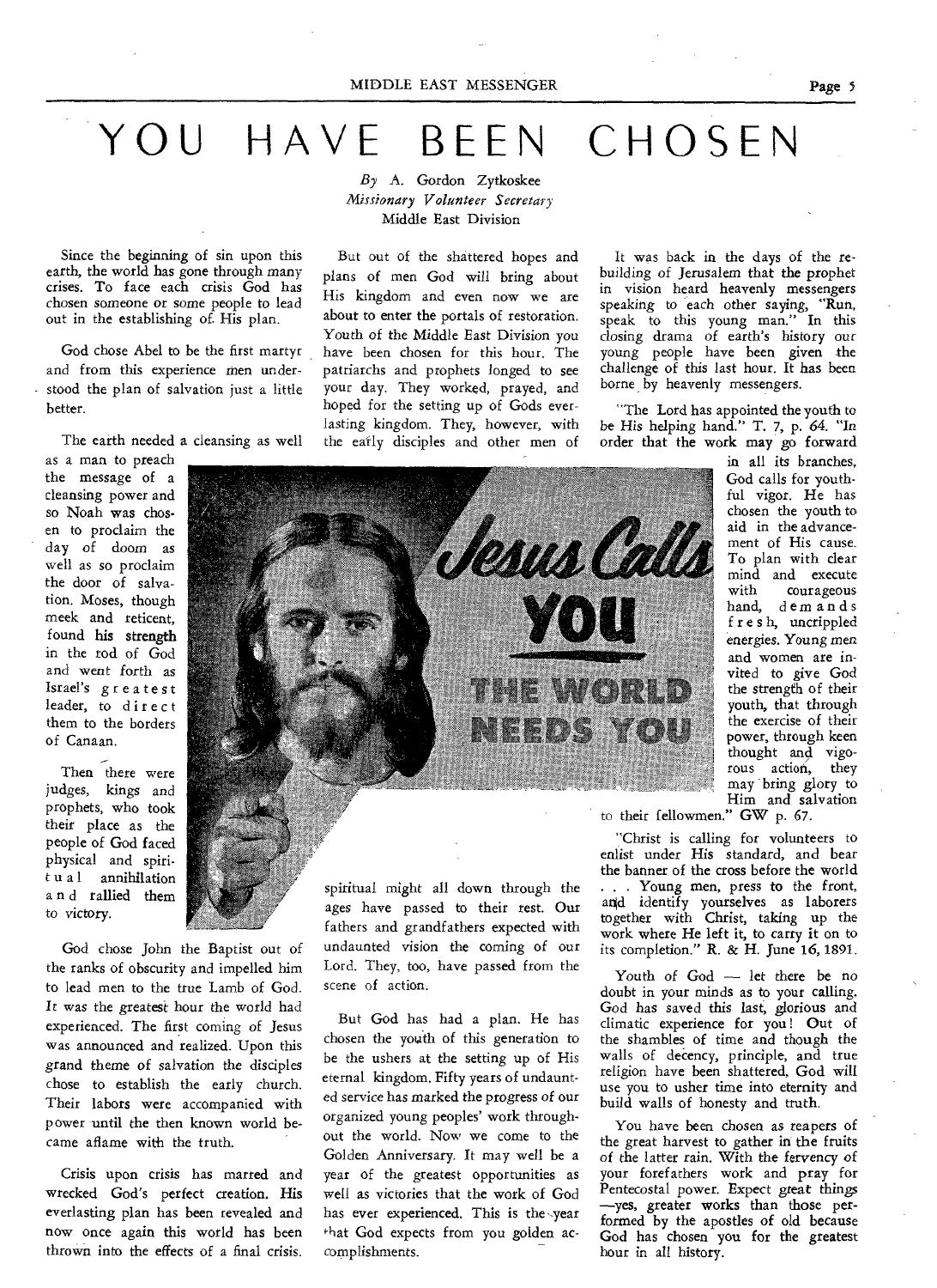# YOU HAVE BEEN CHOSEN

*By* A. Gordon Zytkoskee
*Missionary Volunteer Secretary*
Middle East Division

Since the beginning of sin upon this earth, the world has gone through many crises. To face each crisis God has chosen someone or some people to lead out in the establishing of His plan.

God chose Abel to be the first martyr and from this experience men understood the plan of salvation just a little better.

The earth needed a cleansing as well as a man to preach the message of a cleansing power and so Noah was chosen to proclaim the day of doom as well as so proclaim the door of salvation. Moses, though meek and reticent, found his strength in the rod of God and went forth as Israel's greatest leader, to direct them to the borders of Canaan.

Then there were judges, kings and prophets, who took their place as the people of God faced physical and spiritual annihilation and rallied them to victory.

God chose John the Baptist out of the ranks of obscurity and impelled him to lead men to the true Lamb of God. It was the greatest hour the world had experienced. The first coming of Jesus was announced and realized. Upon this grand theme of salvation the disciples chose to establish the early church. Their labors were accompanied with power until the then known world became aflame with the truth.

Crisis upon crisis has marred and wrecked God's perfect creation. His everlasting plan has been revealed and now once again this world has been thrown into the effects of a final crisis.

But out of the shattered hopes and plans of men God will bring about His kingdom and even now we are about to enter the portals of restoration. Youth of the Middle East Division you have been chosen for this hour. The patriarchs and prophets longed to see your day. They worked, prayed, and hoped for the setting up of Gods everlasting kingdom. They, however, with the early disciples and other men of spiritual might all down through the ages have passed to their rest. Our fathers and grandfathers expected with undaunted vision the coming of our Lord. They, too, have passed from the scene of action.

But God has had a plan. He has chosen the youth of this generation to be the ushers at the setting up of His eternal kingdom. Fifty years of undaunted service has marked the progress of our organized young peoples' work throughout the world. Now we come to the Golden Anniversary. It may well be a year of the greatest opportunities as well as victories that the work of God has ever experienced. This is the year that God expects from you golden accomplishments.

It was back in the days of the rebuilding of Jerusalem that the prophet in vision heard heavenly messengers speaking to each other saying, "Run, speak to this young man." In this closing drama of earth's history our young people have been given the challenge of this last hour. It has been borne by heavenly messengers.

"The Lord has appointed the youth to be His helping hand." T. 7, p. 64. "In order that the work may go forward in all its branches, God calls for youthful vigor. He has chosen the youth to aid in the advancement of His cause. To plan with clear mind and execute with courageous hand, demands fresh, uncrippled energies. Young men and women are invited to give God the strength of their youth, that through the exercise of their power, through keen thought and vigorous action, they may bring glory to Him and salvation to their fellowmen." GW p. 67.

"Christ is calling for volunteers to enlist under His standard, and bear the banner of the cross before the world . . . Young men, press to the front, and identify yourselves as laborers together with Christ, taking up the work where He left it, to carry it on to its completion." R. & H. June 16, 1891.

Youth of God — let there be no doubt in your minds as to your calling. God has saved this last, glorious and climatic experience for you! Out of the shambles of time and though the walls of decency, principle, and true religion have been shattered, God will use you to usher time into eternity and build walls of honesty and truth.

You have been chosen as reapers of the great harvest to gather in the fruits of the latter rain. With the fervency of your forefathers work and pray for Pentecostal power. Expect great things —yes, greater works than those performed by the apostles of old because God has chosen you for the greatest hour in all history.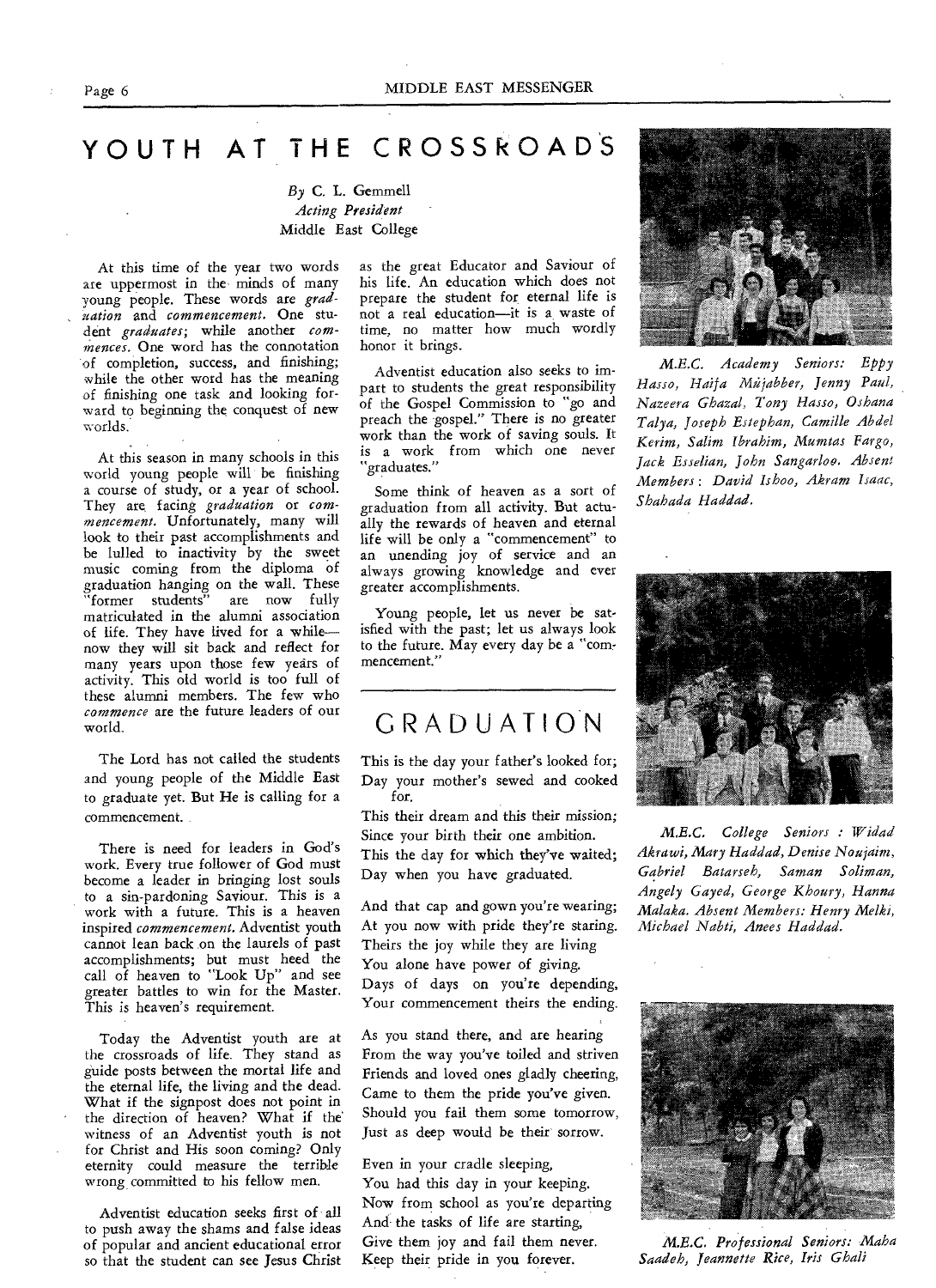# YOUTH AT THE CROSSROADS

*By* C. L. Gemmell
*Acting President*
Middle East College

At this time of the year two words are uppermost in the minds of many young people. These words are *graduation* and *commencement*. One student *graduates*; while another *commences*. One word has the connotation of completion, success, and finishing; while the other word has the meaning of finishing one task and looking forward to beginning the conquest of new worlds.

At this season in many schools in this world young people will be finishing a course of study, or a year of school. They are facing *graduation* or *commencement*. Unfortunately, many will look to their past accomplishments and be lulled to inactivity by the sweet music coming from the diploma of graduation hanging on the wall. These "former students" are now fully matriculated in the alumni association of life. They have lived for a while—now they will sit back and reflect for many years upon those few years of activity. This old world is too full of these alumni members. The few who *commence* are the future leaders of our world.

The Lord has not called the students and young people of the Middle East to graduate yet. But He is calling for a commencement.

There is need for leaders in God's work. Every true follower of God must become a leader in bringing lost souls to a sin-pardoning Saviour. This is a work with a future. This is a heaven inspired *commencement*. Adventist youth cannot lean back on the laurels of past accomplishments; but must heed the call of heaven to "Look Up" and see greater battles to win for the Master. This is heaven's requirement.

Today the Adventist youth are at the crossroads of life. They stand as guide posts between the mortal life and the eternal life, the living and the dead. What if the signpost does not point in the direction of heaven? What if the witness of an Adventist youth is not for Christ and His soon coming? Only eternity could measure the terrible wrong committed to his fellow men.

Adventist education seeks first of all to push away the shams and false ideas of popular and ancient educational error so that the student can see Jesus Christ as the great Educator and Saviour of his life. An education which does not prepare the student for eternal life is not a real education—it is a waste of time, no matter how much wordly honor it brings.

Adventist education also seeks to impart to students the great responsibility of the Gospel Commission to "go and preach the gospel." There is no greater work than the work of saving souls. It is a work from which one never "graduates."

Some think of heaven as a sort of graduation from all activity. But actually the rewards of heaven and eternal life will be only a "commencement" to an unending joy of service and an always growing knowledge and ever greater accomplishments.

Young people, let us never be satisfied with the past; let us always look to the future. May every day be a "commencement."

# GRADUATION

This is the day your father's looked for;
Day your mother's sewed and cooked for.
This their dream and this their mission;
Since your birth their one ambition.
This the day for which they've waited;
Day when you have graduated.

And that cap and gown you're wearing;
At you now with pride they're staring.
Theirs the joy while they are living
You alone have power of giving.
Days of days on you're depending,
Your commencement theirs the ending.

As you stand there, and are hearing
From the way you've toiled and striven
Friends and loved ones gladly cheering,
Came to them the pride you've given.
Should you fail them some tomorrow,
Just as deep would be their sorrow.

Even in your cradle sleeping,
You had this day in your keeping.
Now from school as you're departing
And the tasks of life are starting,
Give them joy and fail them never.
Keep their pride in you forever.

*M.E.C. Academy Seniors: Eppy Hasso, Haifa Mujabber, Jenny Paul, Nazeera Ghazal, Tony Hasso, Oshana Talya, Joseph Estephan, Camille Abdel Kerim, Salim Ibrahim, Mumtas Fargo, Jack Esselian, John Sangarloo. Absent Members: David Ishoo, Akram Isaac, Shahada Haddad.*

*M.E.C. College Seniors: Widad Akrawi, Mary Haddad, Denise Noujaim, Gabriel Batarseh, Saman Soliman, Angely Gayed, George Khoury, Hanna Malaka. Absent Members: Henry Melki, Michael Nabti, Anees Haddad.*

*M.E.C. Professional Seniors: Maha Saadeh, Jeannette Rice, Iris Ghali*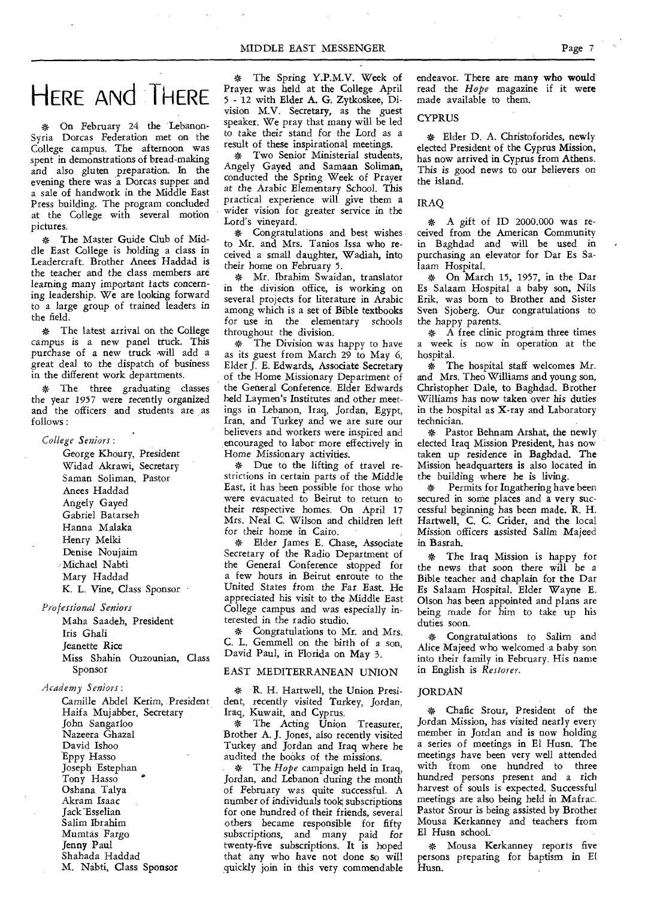# HERE AND THERE

✻ On February 24 the Lebanon-Syria Dorcas Federation met on the College campus. The afternoon was spent in demonstrations of bread-making and also gluten preparation. In the evening there was a Dorcas supper and a sale of handwork in the Middle East Press building. The program concluded at the College with several motion pictures.

✻ The Master Guide Club of Middle East College is holding a class in Leadercraft. Brother Anees Haddad is the teacher and the class members are learning many important facts concerning leadership. We are looking forward to a large group of trained leaders in the field.

✻ The latest arrival on the College campus is a new panel truck. This purchase of a new truck will add a great deal to the dispatch of business in the different work departments.

✻ The three graduating classes the year 1957 were recently organized and the officers and students are as follows:

*College Seniors*:

- George Khoury, President
- Widad Akrawi, Secretary
- Saman Soliman, Pastor
- Anees Haddad
- Angely Gayed
- Gabriel Batarseh
- Hanna Malaka
- Henry Melki
- Denise Noujaim
- Michael Nabti
- Mary Haddad
- K. L. Vine, Class Sponsor

*Professional Seniors*

- Maha Saadeh, President
- Iris Ghali
- Jeanette Rice
- Miss Shahin Ouzounian, Class Sponsor

*Academy Seniors*:

- Camille Abdel Kerim, President
- Haifa Mujabber, Secretary
- John Sangarloo
- Nazeera Ghazal
- David Ishoo
- Eppy Hasso
- Joseph Estephan
- Tony Hasso
- Oshana Talya
- Akram Isaac
- Jack Esselian
- Salim Ibrahim
- Mumtas Fargo
- Jenny Paul
- Shahada Haddad
- M. Nabti, Class Sponsor

✻ The Spring Y.P.M.V. Week of Prayer was held at the College April 5 - 12 with Elder A. G. Zytkoskee, Division M.V. Secretary, as the guest speaker. We pray that many will be led to take their stand for the Lord as a result of these inspirational meetings.

✻ Two Senior Ministerial students, Angely Gayed and Samaan Soliman, conducted the Spring Week of Prayer at the Arabic Elementary School. This practical experience will give them a wider vision for greater service in the Lord's vineyard.

✻ Congratulations and best wishes to Mr. and Mrs. Tanios Issa who received a small daughter, Wadiah, into their home on February 5.

✻ Mr. Ibrahim Swaidan, translator in the division office, is working on several projects for literature in Arabic among which is a set of Bible textbooks for use in the elementary schools throughout the division.

✻ The Division was happy to have as its guest from March 29 to May 6, Elder J. E. Edwards, Associate Secretary of the Home Missionary Department of the General Conference. Elder Edwards held Laymen's Institutes and other meetings in Lebanon, Iraq, Jordan, Egypt, Iran, and Turkey and we are sure our believers and workers were inspired and encouraged to labor more effectively in Home Missionary activities.

✻ Due to the lifting of travel restrictions in certain parts of the Middle East, it has been possible for those who were evacuated to Beirut to return to their respective homes. On April 17 Mrs. Neal C. Wilson and children left for their home in Cairo.

✻ Elder James E. Chase, Associate Secretary of the Radio Department of the General Conference stopped for a few hours in Beirut enroute to the United States from the Far East. He appreciated his visit to the Middle East College campus and was especially interested in the radio studio.

✻ Congratulations to Mr. and Mrs. C. L. Gemmell on the birth of a son, David Paul, in Florida on May 3.

## EAST MEDITERRANEAN UNION

✻ R. H. Hartwell, the Union President, recently visited Turkey, Jordan, Iraq, Kuwait, and Cyprus.

✻ The Acting Union Treasurer, Brother A. J. Jones, also recently visited Turkey and Jordan and Iraq where he audited the books of the missions.

✻ The *Hope* campaign held in Iraq, Jordan, and Lebanon during the month of February was quite successful. A number of individuals took subscriptions for one hundred of their friends, several others became responsible for fifty subscriptions, and many paid for twenty-five subscriptions. It is hoped that any who have not done so will quickly join in this very commendable endeavor. There are many who would read the *Hope* magazine if it were made available to them.

## CYPRUS

✻ Elder D. A. Christoforides, newly elected President of the Cyprus Mission, has now arrived in Cyprus from Athens. This is good news to our believers on the island.

## IRAQ

✻ A gift of ID 2000.000 was received from the American Community in Baghdad and will be used in purchasing an elevator for Dar Es Salaam Hospital.

✻ On March 15, 1957, in the Dar Es Salaam Hospital a baby son, Nils Erik, was born to Brother and Sister Sven Sjoberg. Our congratulations to the happy parents.

✻ A free clinic program three times a week is now in operation at the hospital.

✻ The hospital staff welcomes Mr. and Mrs. Theo Williams and young son, Christopher Dale, to Baghdad. Brother Williams has now taken over his duties in the hospital as X-ray and Laboratory technician.

✻ Pastor Behnam Arshat, the newly elected Iraq Mission President, has now taken up residence in Baghdad. The Mission headquarters is also located in the building where he is living.

✻ Permits for Ingathering have been secured in some places and a very successful beginning has been made. R. H. Hartwell, C. C. Crider, and the local Mission officers assisted Salim Majeed in Basrah.

✻ The Iraq Mission is happy for the news that soon there will be a Bible teacher and chaplain for the Dar Es Salaam Hospital. Elder Wayne E. Olson has been appointed and plans are being made for him to take up his duties soon.

✻ Congratulations to Salim and Alice Majeed who welcomed a baby son into their family in February. His name in English is *Restorer*.

## JORDAN

✻ Chafic Srour, President of the Jordan Mission, has visited nearly every member in Jordan and is now holding a series of meetings in El Husn. The meetings have been very well attended with from one hundred to three hundred persons present and a rich harvest of souls is expected. Successful meetings are also being held in Mafrac. Pastor Srour is being assisted by Brother Mousa Kerkanney and teachers from El Husn school.

✻ Mousa Kerkanney reports five persons preparing for baptism in El Husn.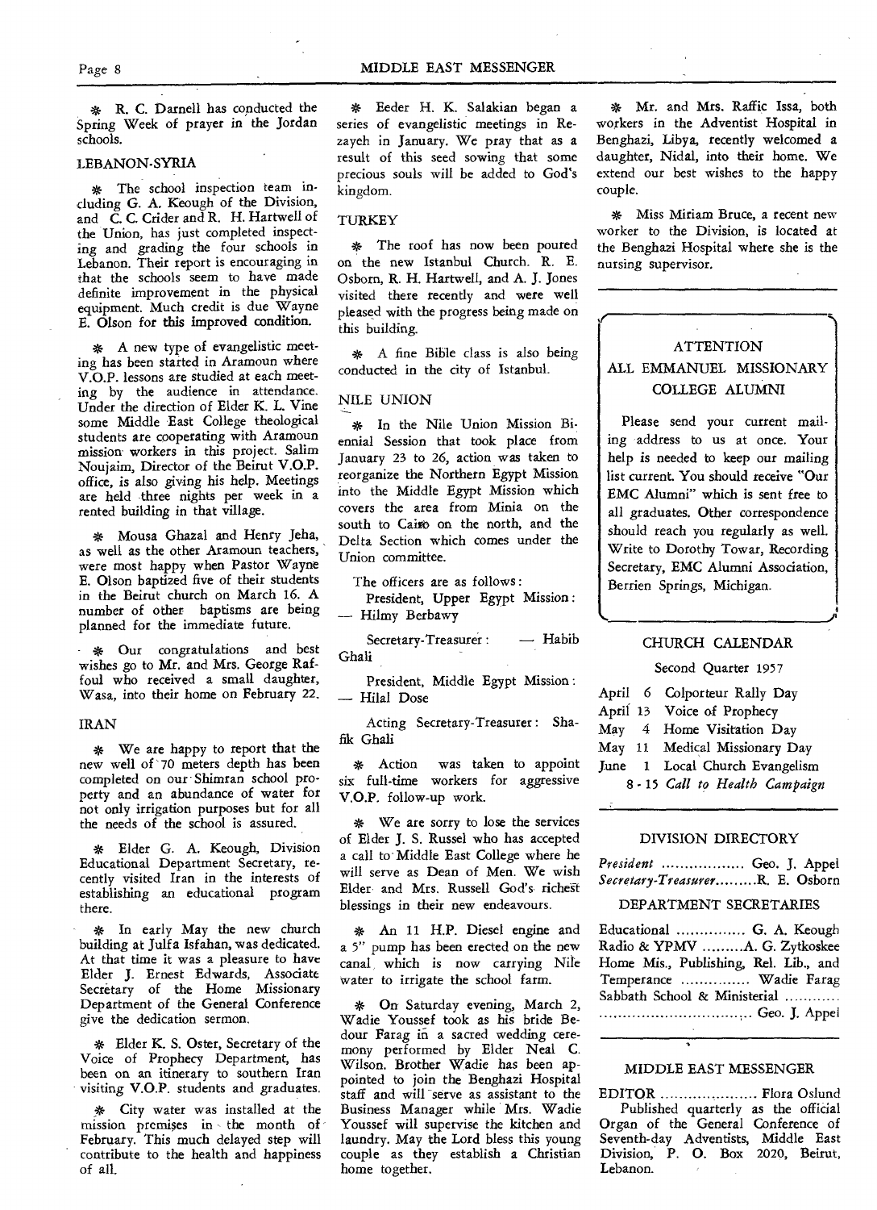❋ R. C. Darnell has conducted the Spring Week of prayer in the Jordan schools.

## LEBANON-SYRIA

❋ The school inspection team including G. A. Keough of the Division, and C. C. Crider and R. H. Hartwell of the Union, has just completed inspecting and grading the four schools in Lebanon. Their report is encouraging in that the schools seem to have made definite improvement in the physical equipment. Much credit is due Wayne E. Olson for this improved condition.

❋ A new type of evangelistic meeting has been started in Aramoun where V.O.P. lessons are studied at each meeting by the audience in attendance. Under the direction of Elder K. L. Vine some Middle East College theological students are cooperating with Aramoun mission workers in this project. Salim Noujaim, Director of the Beirut V.O.P. office, is also giving his help. Meetings are held three nights per week in a rented building in that village.

❋ Mousa Ghazal and Henry Jeha, as well as the other Aramoun teachers, were most happy when Pastor Wayne E. Olson baptized five of their students in the Beirut church on March 16. A number of other baptisms are being planned for the immediate future.

❋ Our congratulations and best wishes go to Mr. and Mrs. George Raffoul who received a small daughter, Wasa, into their home on February 22.

## IRAN

❋ We are happy to report that the new well of 70 meters depth has been completed on our Shimran school property and an abundance of water for not only irrigation purposes but for all the needs of the school is assured.

❋ Elder G. A. Keough, Division Educational Department Secretary, recently visited Iran in the interests of establishing an educational program there.

❋ In early May the new church building at Julfa Isfahan, was dedicated. At that time it was a pleasure to have Elder J. Ernest Edwards, Associate Secretary of the Home Missionary Department of the General Conference give the dedication sermon.

❋ Elder K. S. Oster, Secretary of the Voice of Prophecy Department, has been on an itinerary to southern Iran visiting V.O.P. students and graduates.

❋ City water was installed at the mission premises in the month of February. This much delayed step will contribute to the health and happiness of all.

❋ Eeder H. K. Salakian began a series of evangelistic meetings in Rezayeh in January. We pray that as a result of this seed sowing that some precious souls will be added to God's kingdom.

## TURKEY

❋ The roof has now been poured on the new Istanbul Church. R. E. Osborn, R. H. Hartwell, and A. J. Jones visited there recently and were well pleased with the progress being made on this building.

❋ A fine Bible class is also being conducted in the city of Istanbul.

## NILE UNION

❋ In the Nile Union Mission Biennial Session that took place from January 23 to 26, action was taken to reorganize the Northern Egypt Mission into the Middle Egypt Mission which covers the area from Minia on the south to Cairo on the north, and the Delta Section which comes under the Union committee.

The officers are as follows:

President, Upper Egypt Mission: — Hilmy Berbawy

Secretary-Treasurer: — Habib Ghali

President, Middle Egypt Mission: — Hilal Dose

Acting Secretary-Treasurer: Shafik Ghali

❋ Action was taken to appoint six full-time workers for aggressive V.O.P. follow-up work.

❋ We are sorry to lose the services of Elder J. S. Russel who has accepted a call to Middle East College where he will serve as Dean of Men. We wish Elder and Mrs. Russell God's richest blessings in their new endeavours.

❋ An 11 H.P. Diesel engine and a 5" pump has been erected on the new canal which is now carrying Nile water to irrigate the school farm.

❋ On Saturday evening, March 2, Wadie Youssef took as his bride Bedour Farag in a sacred wedding ceremony performed by Elder Neal C. Wilson. Brother Wadie has been appointed to join the Benghazi Hospital staff and will serve as assistant to the Business Manager while Mrs. Wadie Youssef will supervise the kitchen and laundry. May the Lord bless this young couple as they establish a Christian home together.

❋ Mr. and Mrs. Raffic Issa, both workers in the Adventist Hospital in Benghazi, Libya, recently welcomed a daughter, Nidal, into their home. We extend our best wishes to the happy couple.

❋ Miss Miriam Bruce, a recent new worker to the Division, is located at the Benghazi Hospital where she is the nursing supervisor.

### ATTENTION ALL EMMANUEL MISSIONARY COLLEGE ALUMNI

Please send your current mailing address to us at once. Your help is needed to keep our mailing list current. You should receive "Our EMC Alumni" which is sent free to all graduates. Other correspondence should reach you regularly as well. Write to Dorothy Towar, Recording Secretary, EMC Alumni Association, Berrien Springs, Michigan.

## CHURCH CALENDAR

Second Quarter 1957

April 6 Colporteur Rally Day
April 13 Voice of Prophecy
May 4 Home Visitation Day
May 11 Medical Missionary Day
June 1 Local Church Evangelism
8 - 15 *Call to Health Campaign*

## DIVISION DIRECTORY

*President* .................. Geo. J. Appel
*Secretary-Treasurer*.........R. E. Osborn

### DEPARTMENT SECRETARIES

Educational ............... G. A. Keough
Radio & YPMV .........A. G. Zytkoskee
Home Mis., Publishing, Rel. Lib., and Temperance ............... Wadie Farag
Sabbath School & Ministerial ............ ................................ Geo. J. Appel

## MIDDLE EAST MESSENGER

EDITOR ..................... Flora Oslund

Published quarterly as the official Organ of the General Conference of Seventh-day Adventists, Middle East Division, P. O. Box 2020, Beirut, Lebanon.